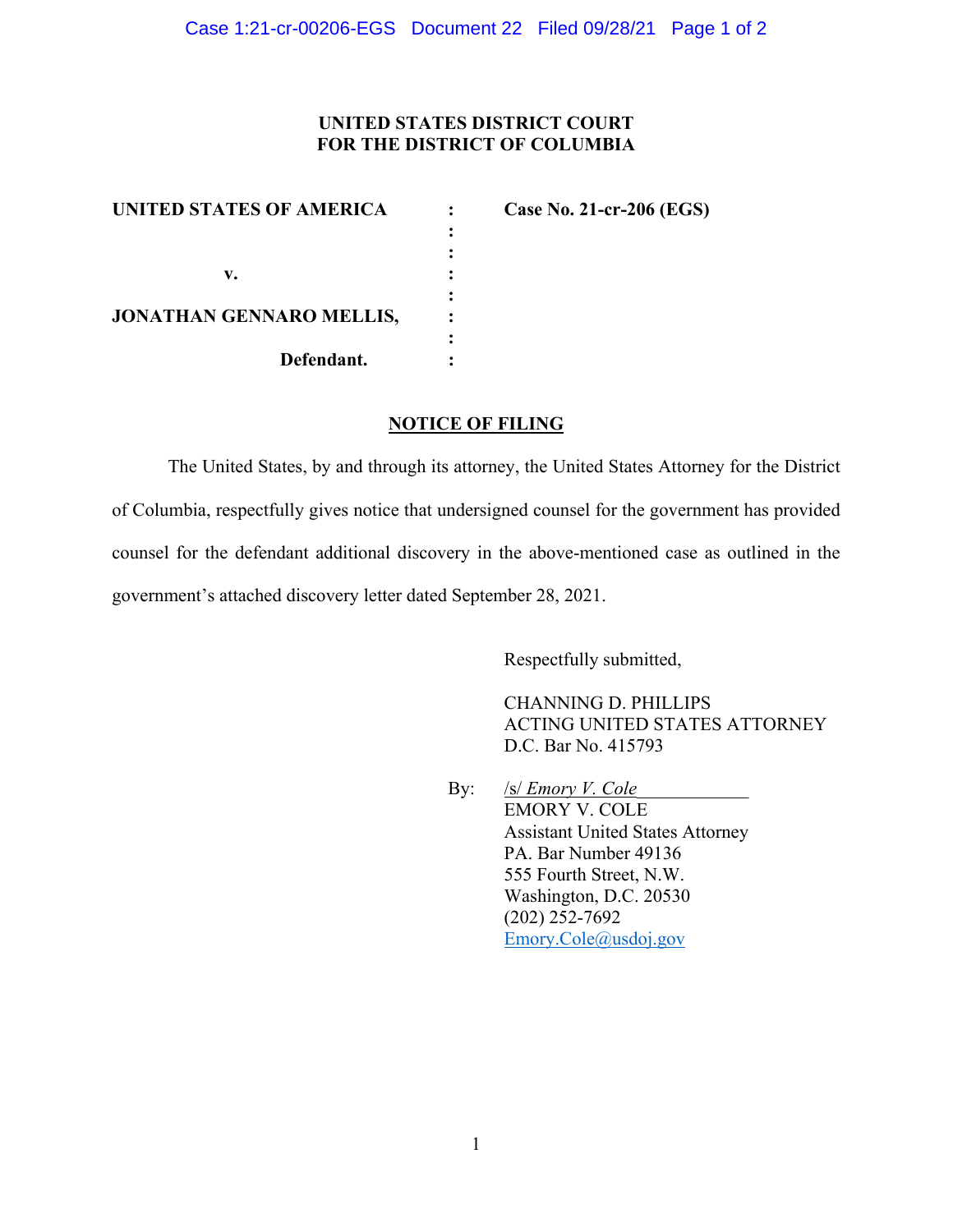**UNITED STATES DISTRICT COURT**
**FOR THE DISTRICT OF COLUMBIA**

| | | |
|---|---|---|
| **UNITED STATES OF AMERICA** | : | **Case No. 21-cr-206 (EGS)** |
| | : | |
| | : | |
| **v.** | : | |
| | : | |
| **JONATHAN GENNARO MELLIS,** | : | |
| | : | |
| **Defendant.** | : | |

**NOTICE OF FILING**

The United States, by and through its attorney, the United States Attorney for the District of Columbia, respectfully gives notice that undersigned counsel for the government has provided counsel for the defendant additional discovery in the above-mentioned case as outlined in the government's attached discovery letter dated September 28, 2021.

Respectfully submitted,

CHANNING D. PHILLIPS
ACTING UNITED STATES ATTORNEY
D.C. Bar No. 415793

By: /s/ *Emory V. Cole*
EMORY V. COLE
Assistant United States Attorney
PA. Bar Number 49136
555 Fourth Street, N.W.
Washington, D.C. 20530
(202) 252-7692
Emory.Cole@usdoj.gov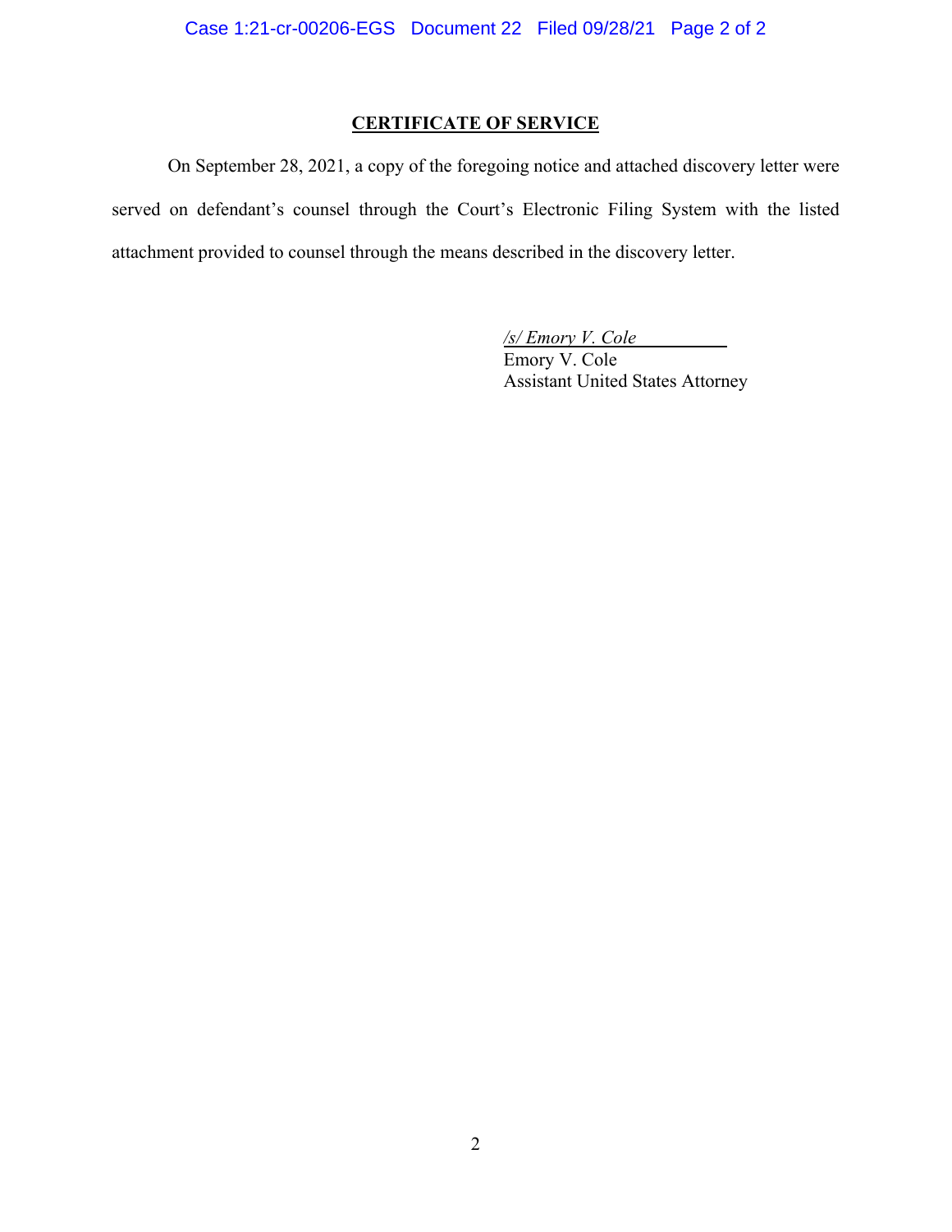**CERTIFICATE OF SERVICE**

On September 28, 2021, a copy of the foregoing notice and attached discovery letter were served on defendant's counsel through the Court's Electronic Filing System with the listed attachment provided to counsel through the means described in the discovery letter.

*/s/ Emory V. Cole*
Emory V. Cole
Assistant United States Attorney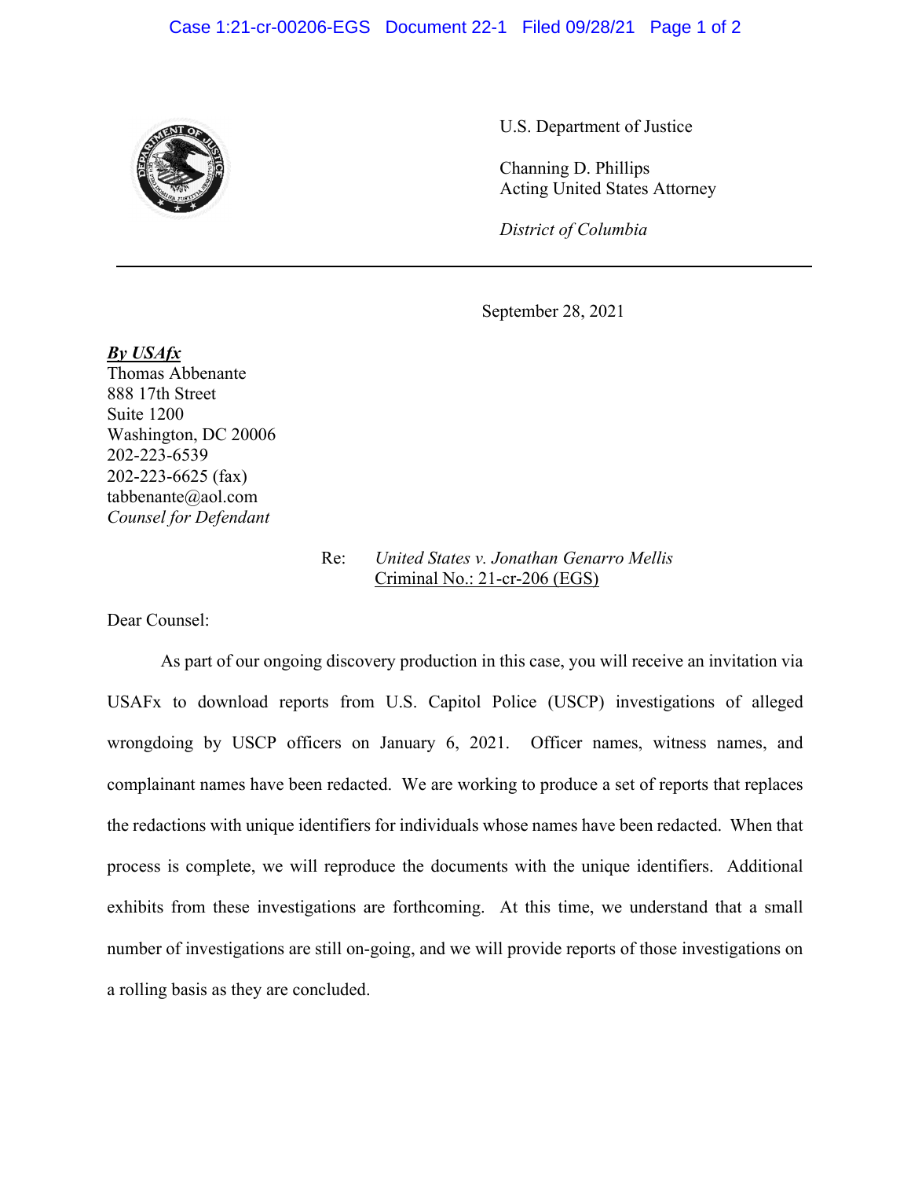U.S. Department of Justice

Channing D. Phillips
Acting United States Attorney

*District of Columbia*

---

September 28, 2021

***By USAfx***
Thomas Abbenante
888 17th Street
Suite 1200
Washington, DC 20006
202-223-6539
202-223-6625 (fax)
tabbenante@aol.com
*Counsel for Defendant*

Re: *United States v. Jonathan Genarro Mellis*
Criminal No.: 21-cr-206 (EGS)

Dear Counsel:

As part of our ongoing discovery production in this case, you will receive an invitation via USAFx to download reports from U.S. Capitol Police (USCP) investigations of alleged wrongdoing by USCP officers on January 6, 2021. Officer names, witness names, and complainant names have been redacted. We are working to produce a set of reports that replaces the redactions with unique identifiers for individuals whose names have been redacted. When that process is complete, we will reproduce the documents with the unique identifiers. Additional exhibits from these investigations are forthcoming. At this time, we understand that a small number of investigations are still on-going, and we will provide reports of those investigations on a rolling basis as they are concluded.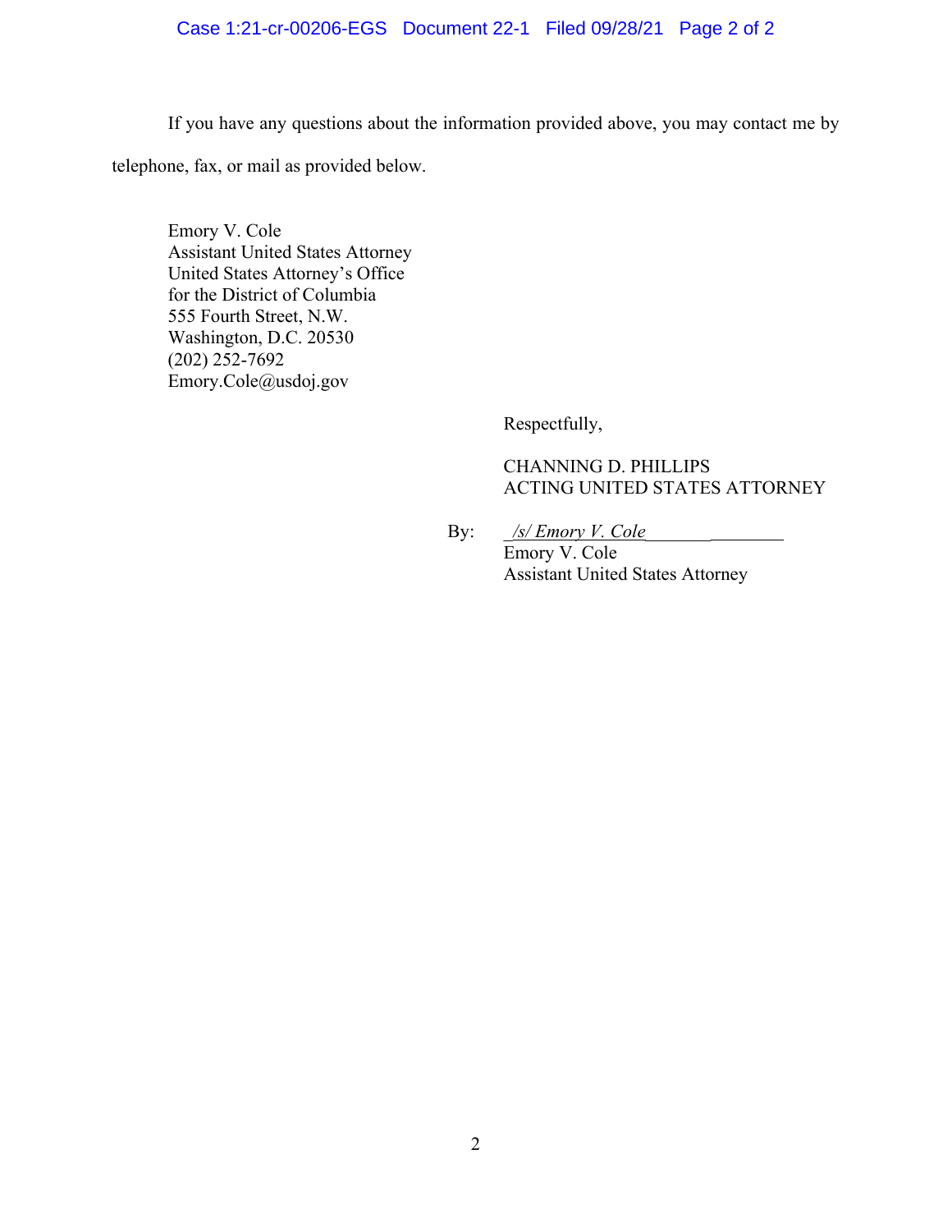If you have any questions about the information provided above, you may contact me by telephone, fax, or mail as provided below.

Emory V. Cole
Assistant United States Attorney
United States Attorney's Office
for the District of Columbia
555 Fourth Street, N.W.
Washington, D.C. 20530
(202) 252-7692
Emory.Cole@usdoj.gov

Respectfully,

CHANNING D. PHILLIPS
ACTING UNITED STATES ATTORNEY

By: */s/ Emory V. Cole*
Emory V. Cole
Assistant United States Attorney